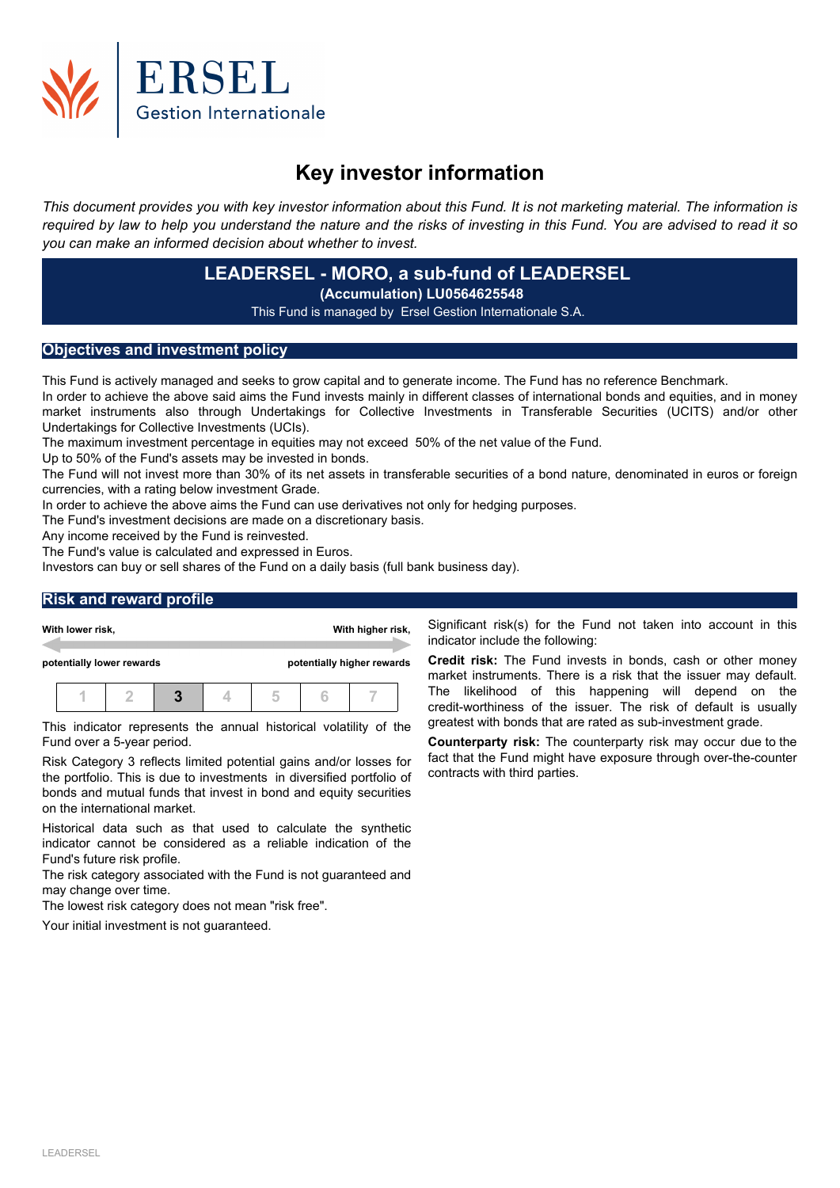ERSEL
Gestion Internationale

# Key investor information

*This document provides you with key investor information about this Fund. It is not marketing material. The information is required by law to help you understand the nature and the risks of investing in this Fund. You are advised to read it so you can make an informed decision about whether to invest.*

## LEADERSEL - MORO, a sub-fund of LEADERSEL

**(Accumulation) LU0564625548**

This Fund is managed by Ersel Gestion Internationale S.A.

## Objectives and investment policy

This Fund is actively managed and seeks to grow capital and to generate income. The Fund has no reference Benchmark.
In order to achieve the above said aims the Fund invests mainly in different classes of international bonds and equities, and in money market instruments also through Undertakings for Collective Investments in Transferable Securities (UCITS) and/or other Undertakings for Collective Investments (UCIs).
The maximum investment percentage in equities may not exceed 50% of the net value of the Fund.
Up to 50% of the Fund's assets may be invested in bonds.
The Fund will not invest more than 30% of its net assets in transferable securities of a bond nature, denominated in euros or foreign currencies, with a rating below investment Grade.
In order to achieve the above aims the Fund can use derivatives not only for hedging purposes.
The Fund's investment decisions are made on a discretionary basis.
Any income received by the Fund is reinvested.
The Fund's value is calculated and expressed in Euros.
Investors can buy or sell shares of the Fund on a daily basis (full bank business day).

## Risk and reward profile

**With lower risk,** **With higher risk,**

**potentially lower rewards** **potentially higher rewards**

| 1 | 2 | **3** | 4 | 5 | 6 | 7 |
|---|---|---|---|---|---|---|

This indicator represents the annual historical volatility of the Fund over a 5-year period.

Risk Category 3 reflects limited potential gains and/or losses for the portfolio. This is due to investments in diversified portfolio of bonds and mutual funds that invest in bond and equity securities on the international market.

Historical data such as that used to calculate the synthetic indicator cannot be considered as a reliable indication of the Fund's future risk profile.
The risk category associated with the Fund is not guaranteed and may change over time.
The lowest risk category does not mean "risk free".

Your initial investment is not guaranteed.

Significant risk(s) for the Fund not taken into account in this indicator include the following:

**Credit risk:** The Fund invests in bonds, cash or other money market instruments. There is a risk that the issuer may default. The likelihood of this happening will depend on the credit-worthiness of the issuer. The risk of default is usually greatest with bonds that are rated as sub-investment grade.

**Counterparty risk:** The counterparty risk may occur due to the fact that the Fund might have exposure through over-the-counter contracts with third parties.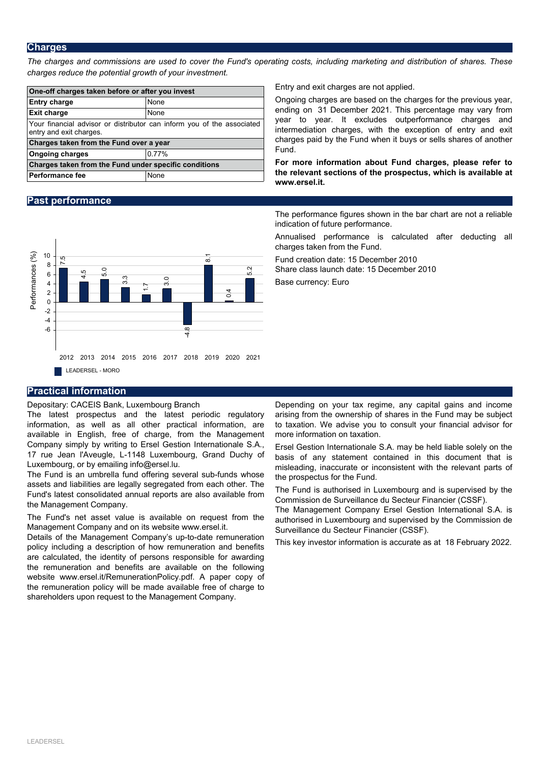## Charges

*The charges and commissions are used to cover the Fund's operating costs, including marketing and distribution of shares. These charges reduce the potential growth of your investment.*

| One-off charges taken before or after you invest | |
|---|---|
| **Entry charge** | None |
| **Exit charge** | None |
| Your financial advisor or distributor can inform you of the associated entry and exit charges. | |
| **Charges taken from the Fund over a year** | |
| **Ongoing charges** | 0.77% |
| **Charges taken from the Fund under specific conditions** | |
| **Performance fee** | None |

Entry and exit charges are not applied.

Ongoing charges are based on the charges for the previous year, ending on 31 December 2021. This percentage may vary from year to year. It excludes outperformance charges and intermediation charges, with the exception of entry and exit charges paid by the Fund when it buys or sells shares of another Fund.

**For more information about Fund charges, please refer to the relevant sections of the prospectus, which is available at www.ersel.it.**

## Past performance

Performances (%)

10
8
6
4
2
0
-2
-4
-6

7.5 4.5 5.0 3.3 1.7 3.0 -4.8 8.1 0.4 5.2

2012 2013 2014 2015 2016 2017 2018 2019 2020 2021

LEADERSEL - MORO

The performance figures shown in the bar chart are not a reliable indication of future performance.

Annualised performance is calculated after deducting all charges taken from the Fund.

Fund creation date: 15 December 2010
Share class launch date: 15 December 2010

Base currency: Euro

## Practical information

Depositary: CACEIS Bank, Luxembourg Branch
The latest prospectus and the latest periodic regulatory information, as well as all other practical information, are available in English, free of charge, from the Management Company simply by writing to Ersel Gestion Internationale S.A., 17 rue Jean l'Aveugle, L-1148 Luxembourg, Grand Duchy of Luxembourg, or by emailing info@ersel.lu.
The Fund is an umbrella fund offering several sub-funds whose assets and liabilities are legally segregated from each other. The Fund's latest consolidated annual reports are also available from the Management Company.

The Fund's net asset value is available on request from the Management Company and on its website www.ersel.it.
Details of the Management Company's up-to-date remuneration policy including a description of how remuneration and benefits are calculated, the identity of persons responsible for awarding the remuneration and benefits are available on the following website www.ersel.it/RemunerationPolicy.pdf. A paper copy of the remuneration policy will be made available free of charge to shareholders upon request to the Management Company.

Depending on your tax regime, any capital gains and income arising from the ownership of shares in the Fund may be subject to taxation. We advise you to consult your financial advisor for more information on taxation.

Ersel Gestion Internationale S.A. may be held liable solely on the basis of any statement contained in this document that is misleading, inaccurate or inconsistent with the relevant parts of the prospectus for the Fund.

The Fund is authorised in Luxembourg and is supervised by the Commission de Surveillance du Secteur Financier (CSSF).
The Management Company Ersel Gestion International S.A. is authorised in Luxembourg and supervised by the Commission de Surveillance du Secteur Financier (CSSF).

This key investor information is accurate as at 18 February 2022.